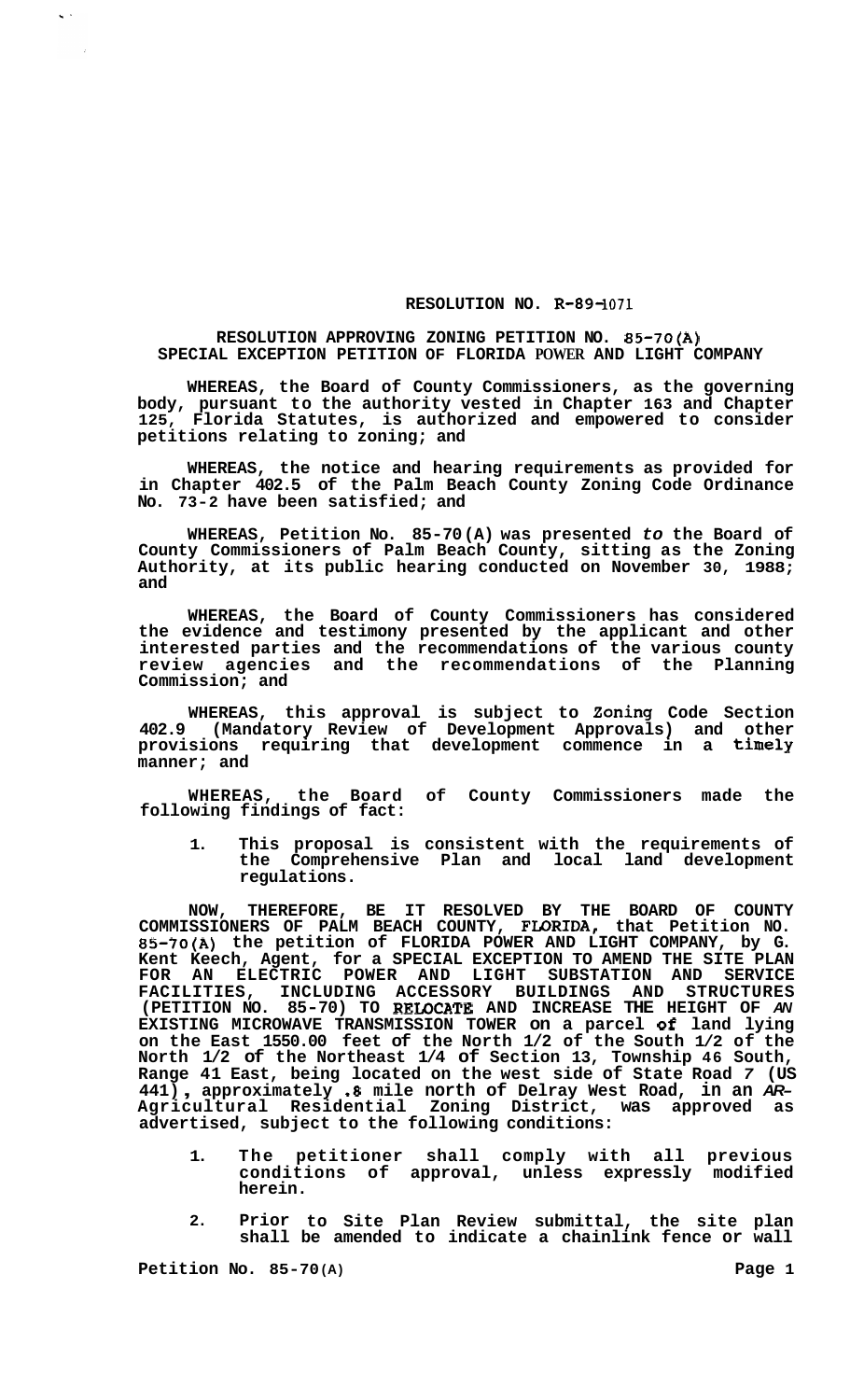**RESOLUTION NO. R-89-1071**

**RESOLUTION APPROVING ZONING PETITION NO. 85-70(A) SPECIAL EXCEPTION PETITION OF FLORIDA POWER AND LIGHT COMPANY**

**WHEREAS, the Board of County Commissioners, as the governing body, pursuant to the authority vested in Chapter 163 and Chapter 125, Florida Statutes, is authorized and empowered to consider petitions relating to zoning; and**

**WHEREAS, the notice and hearing requirements as provided for in Chapter 402.5 of the Palm Beach County Zoning Code Ordinance No. 73-2 have been satisfied; and**

**WHEREAS, Petition No. 85-70(A) was presented *to* the Board of County Commissioners of Palm Beach County, sitting as the Zoning Authority, at its public hearing conducted on November 30, 1988; and**

**WHEREAS, the Board of County Commissioners has considered the evidence and testimony presented by the applicant and other interested parties and the recommendations of the various county review agencies and the recommendations of the Planning Commission; and**

**WHEREAS, this approval is subject to Zoning Code Section 402.9 (Mandatory Review of Development Approvals) and other provisions requiring that development commence in a timely manner; and**

**WHEREAS, the Board of County Commissioners made the following findings of fact:**

1. **This proposal is consistent with the requirements of the Comprehensive Plan and local land development regulations.**

**NOW, THEREFORE, BE IT RESOLVED BY THE BOARD OF COUNTY COMMISSIONERS OF PALM BEACH COUNTY, FLORIDA, that Petition NO. 85-70(A) the petition of FLORIDA POWER AND LIGHT COMPANY, by G. Kent Keech, Agent, for a SPECIAL EXCEPTION TO AMEND THE SITE PLAN FOR AN ELECTRIC POWER AND LIGHT SUBSTATION AND SERVICE FACILITIES, INCLUDING ACCESSORY BUILDINGS AND STRUCTURES (PETITION NO. 85-70) TO RELOCATE AND INCREASE THE HEIGHT OF *AN* EXISTING MICROWAVE TRANSMISSION TOWER on a parcel of land lying on the East 1550.00 feet of the North 1/2 of the South 1/2 of the North 1/2 of the Northeast 1/4 of Section 13, Township 46 South, Range 41 East, being located on the west side of State Road 7 (US 441), approximately .8 mile north of Delray West Road, in an *AR*-Agricultural Residential Zoning District, was approved as advertised, subject to the following conditions:**

1. **The petitioner shall comply with all previous conditions of approval, unless expressly modified herein.**

2. **Prior to Site Plan Review submittal, the site plan shall be amended to indicate a chainlink fence or wall**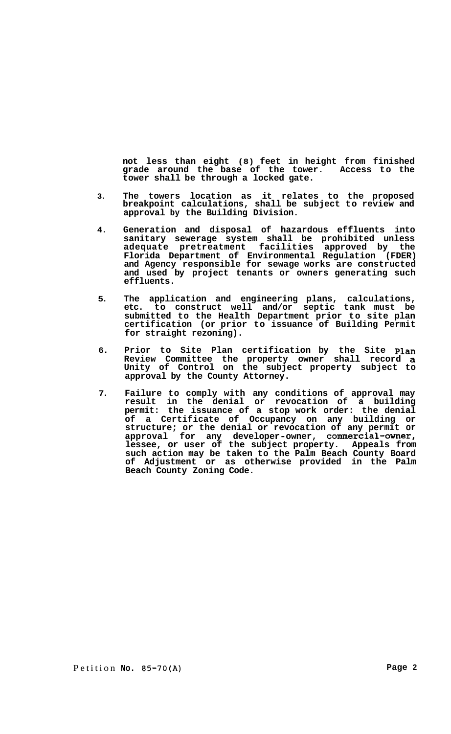not less than eight (8) feet in height from finished grade around the base of the tower. Access to the tower shall be through a locked gate.

3. The towers location as it relates to the proposed breakpoint calculations, shall be subject to review and approval by the Building Division.

4. Generation and disposal of hazardous effluents into sanitary sewerage system shall be prohibited unless adequate pretreatment facilities approved by the Florida Department of Environmental Regulation (FDER) and Agency responsible for sewage works are constructed and used by project tenants or owners generating such effluents.

5. The application and engineering plans, calculations, etc. to construct well and/or septic tank must be submitted to the Health Department prior to site plan certification (or prior to issuance of Building Permit for straight rezoning).

6. Prior to Site Plan certification by the Site Plan Review Committee the property owner shall record a Unity of Control on the subject property subject to approval by the County Attorney.

7. Failure to comply with any conditions of approval may result in the denial or revocation of a building permit: the issuance of a stop work order: the denial of a Certificate of Occupancy on any building or structure; or the denial or revocation of any permit or approval for any developer-owner, commercial-owner, lessee, or user of the subject property. Appeals from such action may be taken to the Palm Beach County Board of Adjustment or as otherwise provided in the Palm Beach County Zoning Code.

Petition No. 85-70(A)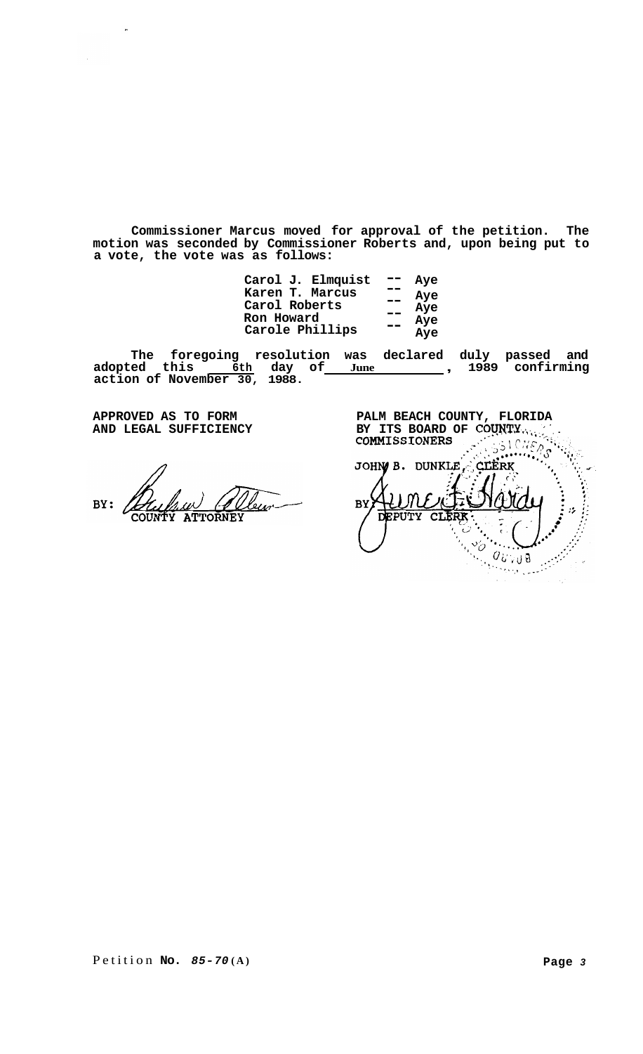Commissioner Marcus moved for approval of the petition. The motion was seconded by Commissioner Roberts and, upon being put to a vote, the vote was as follows:

| | | |
|---|---|---|
| Carol J. Elmquist | -- | Aye |
| Karen T. Marcus | -- | Aye |
| Carol Roberts | -- | Aye |
| Ron Howard | -- | Aye |
| Carole Phillips | -- | Aye |

The foregoing resolution was declared duly passed and adopted this 6th day of June, 1989 confirming action of November 30, 1988.

APPROVED AS TO FORM
AND LEGAL SUFFICIENCY

BY: COUNTY ATTORNEY

PALM BEACH COUNTY, FLORIDA
BY ITS BOARD OF COUNTY COMMISSIONERS

JOHN B. DUNKLE, CLERK

BY: DEPUTY CLERK

Petition No. *85-70*(A)